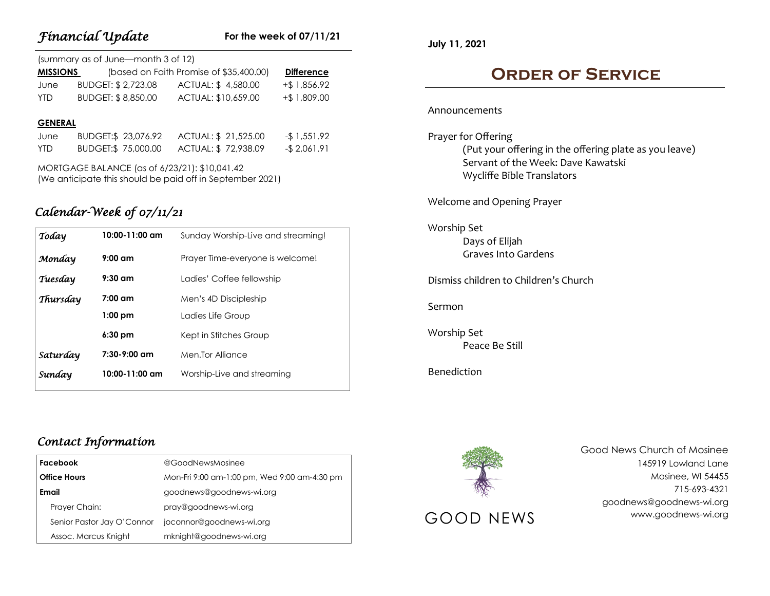## *Financial Update*

**For the week of 07/11/21**

(summary as of June—month 3 of 12)

| **MISSIONS** | (based on Faith Promise of $35,400.00) | | **Difference** |
|---|---|---|---|
| June | BUDGET: $ 2,723.08 | ACTUAL: $ 4,580.00 | +$ 1,856.92 |
| YTD | BUDGET: $ 8,850.00 | ACTUAL: $10,659.00 | +$ 1,809.00 |

| **GENERAL** | | | |
|---|---|---|---|
| June | BUDGET:$ 23,076.92 | ACTUAL: $ 21,525.00 | -$ 1,551.92 |
| YTD | BUDGET:$ 75,000.00 | ACTUAL: $ 72,938.09 | -$ 2,061.91 |

MORTGAGE BALANCE (as of 6/23/21): $10,041.42
(We anticipate this should be paid off in September 2021)

## *Calendar-Week of 07/11/21*

| | | |
|---|---|---|
| *Today* | **10:00-11:00 am** | Sunday Worship-Live and streaming! |
| *Monday* | **9:00 am** | Prayer Time-everyone is welcome! |
| *Tuesday* | **9:30 am** | Ladies' Coffee fellowship |
| *Thursday* | **7:00 am** | Men's 4D Discipleship |
| | **1:00 pm** | Ladies Life Group |
| | **6:30 pm** | Kept in Stitches Group |
| *Saturday* | **7:30-9:00 am** | Men.Tor Alliance |
| *Sunday* | **10:00-11:00 am** | Worship-Live and streaming |

## *Contact Information*

| | |
|---|---|
| **Facebook** | @GoodNewsMosinee |
| **Office Hours** | Mon-Fri 9:00 am-1:00 pm, Wed 9:00 am-4:30 pm |
| **Email** | goodnews@goodnews-wi.org |
| Prayer Chain: | pray@goodnews-wi.org |
| Senior Pastor Jay O'Connor | joconnor@goodnews-wi.org |
| Assoc. Marcus Knight | mknight@goodnews-wi.org |

**July 11, 2021**

# Order of Service

Announcements

Prayer for Offering
(Put your offering in the offering plate as you leave)
Servant of the Week: Dave Kawatski
Wycliffe Bible Translators

Welcome and Opening Prayer

Worship Set
Days of Elijah
Graves Into Gardens

Dismiss children to Children's Church

Sermon

Worship Set
Peace Be Still

Benediction

GOOD NEWS

Good News Church of Mosinee
145919 Lowland Lane
Mosinee, WI 54455
715-693-4321
goodnews@goodnews-wi.org
www.goodnews-wi.org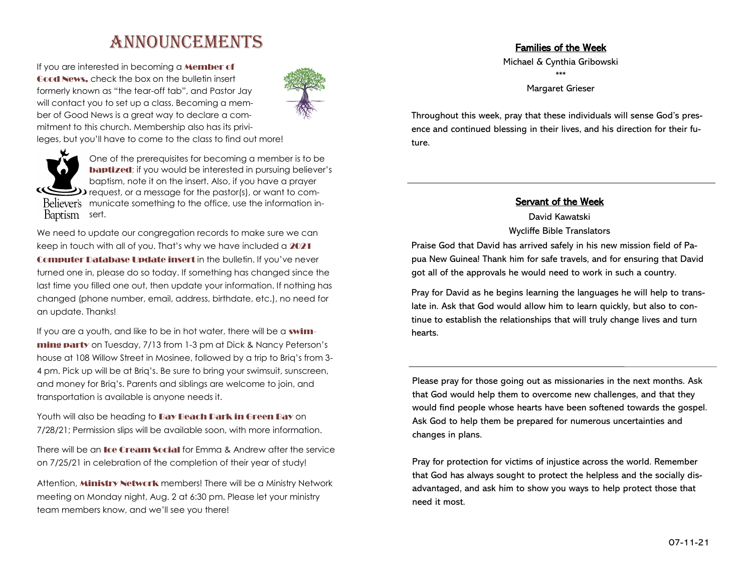# Announcements

If you are interested in becoming a **Member of Good News,** check the box on the bulletin insert formerly known as "the tear-off tab", and Pastor Jay will contact you to set up a class. Becoming a member of Good News is a great way to declare a commitment to this church. Membership also has its privileges, but you'll have to come to the class to find out more!

Believer's Baptism

One of the prerequisites for becoming a member is to be **baptized**; if you would be interested in pursuing believer's baptism, note it on the insert. Also, if you have a prayer request, or a message for the pastor(s), or want to communicate something to the office, use the information insert.

We need to update our congregation records to make sure we can keep in touch with all of you. That's why we have included a **2021 Computer Database Update insert** in the bulletin. If you've never turned one in, please do so today. If something has changed since the last time you filled one out, then update your information. If nothing has changed (phone number, email, address, birthdate, etc.), no need for an update. Thanks!

If you are a youth, and like to be in hot water, there will be a **swimming party** on Tuesday, 7/13 from 1-3 pm at Dick & Nancy Peterson's house at 108 Willow Street in Mosinee, followed by a trip to Briq's from 3-4 pm. Pick up will be at Briq's. Be sure to bring your swimsuit, sunscreen, and money for Briq's. Parents and siblings are welcome to join, and transportation is available is anyone needs it.

Youth will also be heading to **Bay Beach Park in Green Bay** on 7/28/21; Permission slips will be available soon, with more information.

There will be an **Ice Cream Social** for Emma & Andrew after the service on 7/25/21 in celebration of the completion of their year of study!

Attention, **Ministry Network** members! There will be a Ministry Network meeting on Monday night, Aug. 2 at 6:30 pm. Please let your ministry team members know, and we'll see you there!

## Families of the Week

Michael & Cynthia Gribowski

***

Margaret Grieser

Throughout this week, pray that these individuals will sense God's presence and continued blessing in their lives, and his direction for their future.

## Servant of the Week

David Kawatski

Wycliffe Bible Translators

Praise God that David has arrived safely in his new mission field of Papua New Guinea! Thank him for safe travels, and for ensuring that David got all of the approvals he would need to work in such a country.

Pray for David as he begins learning the languages he will help to translate in. Ask that God would allow him to learn quickly, but also to continue to establish the relationships that will truly change lives and turn hearts.

Please pray for those going out as missionaries in the next months. Ask that God would help them to overcome new challenges, and that they would find people whose hearts have been softened towards the gospel. Ask God to help them be prepared for numerous uncertainties and changes in plans.

Pray for protection for victims of injustice across the world. Remember that God has always sought to protect the helpless and the socially disadvantaged, and ask him to show you ways to help protect those that need it most.

07-11-21